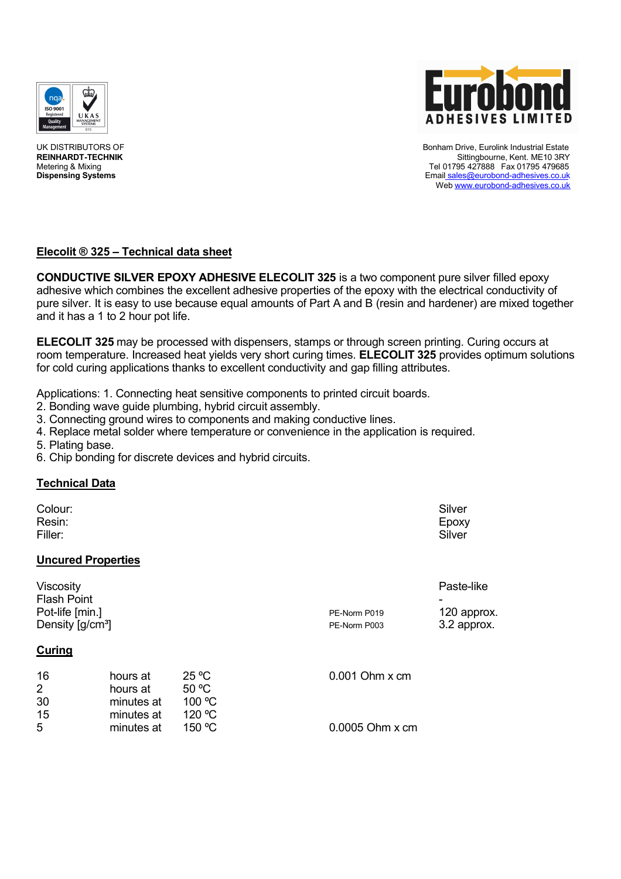UK DISTRIBUTORS OF
**REINHARDT-TECHNIK**
Metering & Mixing
**Dispensing Systems**

Bonham Drive, Eurolink Industrial Estate
Sittingbourne, Kent. ME10 3RY
Tel 01795 427888 Fax 01795 479685
Email sales@eurobond-adhesives.co.uk
Web www.eurobond-adhesives.co.uk

## Elecolit ® 325 – Technical data sheet

**CONDUCTIVE SILVER EPOXY ADHESIVE ELECOLIT 325** is a two component pure silver filled epoxy adhesive which combines the excellent adhesive properties of the epoxy with the electrical conductivity of pure silver. It is easy to use because equal amounts of Part A and B (resin and hardener) are mixed together and it has a 1 to 2 hour pot life.

**ELECOLIT 325** may be processed with dispensers, stamps or through screen printing. Curing occurs at room temperature. Increased heat yields very short curing times. **ELECOLIT 325** provides optimum solutions for cold curing applications thanks to excellent conductivity and gap filling attributes.

Applications: 1. Connecting heat sensitive components to printed circuit boards.
2. Bonding wave guide plumbing, hybrid circuit assembly.
3. Connecting ground wires to components and making conductive lines.
4. Replace metal solder where temperature or convenience in the application is required.
5. Plating base.
6. Chip bonding for discrete devices and hybrid circuits.

## Technical Data

| | |
|---|---|
| Colour: | Silver |
| Resin: | Epoxy |
| Filler: | Silver |

## Uncured Properties

| | | |
|---|---|---|
| Viscosity | | Paste-like |
| Flash Point | | - |
| Pot-life [min.] | PE-Norm P019 | 120 approx. |
| Density [g/cm³] | PE-Norm P003 | 3.2 approx. |

## Curing

| | | | |
|---|---|---|---|
| 16 | hours at | 25 ºC | 0.001 Ohm x cm |
| 2 | hours at | 50 ºC | |
| 30 | minutes at | 100 ºC | |
| 15 | minutes at | 120 ºC | |
| 5 | minutes at | 150 ºC | 0.0005 Ohm x cm |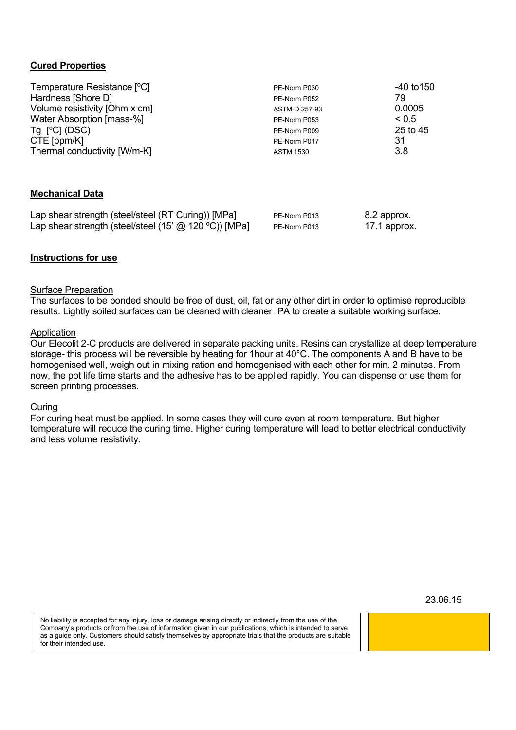## Cured Properties

| | | |
|---|---|---|
| Temperature Resistance [ºC] | PE-Norm P030 | -40 to150 |
| Hardness [Shore D] | PE-Norm P052 | 79 |
| Volume resistivity [Ohm x cm] | ASTM-D 257-93 | 0.0005 |
| Water Absorption [mass-%] | PE-Norm P053 | < 0.5 |
| Tg [ºC] (DSC) | PE-Norm P009 | 25 to 45 |
| CTE [ppm/K] | PE-Norm P017 | 31 |
| Thermal conductivity [W/m-K] | ASTM 1530 | 3.8 |

## Mechanical Data

| | | |
|---|---|---|
| Lap shear strength (steel/steel (RT Curing)) [MPa] | PE-Norm P013 | 8.2 approx. |
| Lap shear strength (steel/steel (15' @ 120 ºC)) [MPa] | PE-Norm P013 | 17.1 approx. |

## Instructions for use

### Surface Preparation

The surfaces to be bonded should be free of dust, oil, fat or any other dirt in order to optimise reproducible results. Lightly soiled surfaces can be cleaned with cleaner IPA to create a suitable working surface.

### Application

Our Elecolit 2-C products are delivered in separate packing units. Resins can crystallize at deep temperature storage- this process will be reversible by heating for 1hour at 40°C. The components A and B have to be homogenised well, weigh out in mixing ration and homogenised with each other for min. 2 minutes. From now, the pot life time starts and the adhesive has to be applied rapidly. You can dispense or use them for screen printing processes.

### Curing

For curing heat must be applied. In some cases they will cure even at room temperature. But higher temperature will reduce the curing time. Higher curing temperature will lead to better electrical conductivity and less volume resistivity.

23.06.15

No liability is accepted for any injury, loss or damage arising directly or indirectly from the use of the Company's products or from the use of information given in our publications, which is intended to serve as a guide only. Customers should satisfy themselves by appropriate trials that the products are suitable for their intended use.